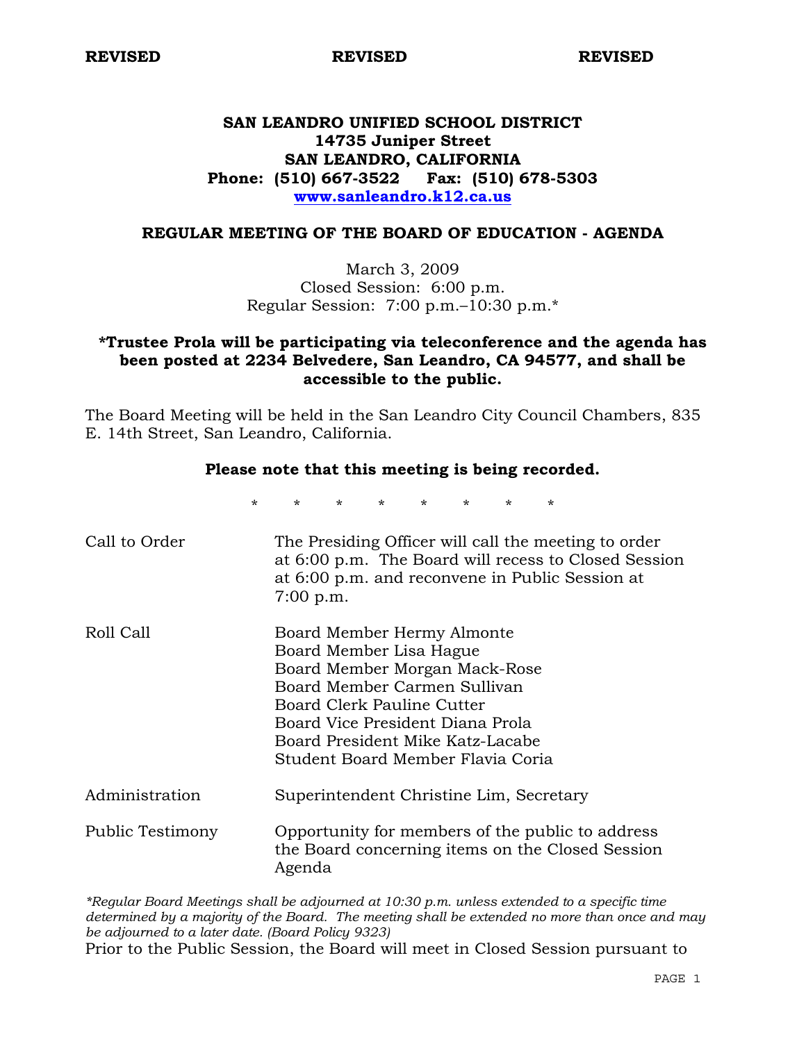**REVISED** **REVISED** **REVISED**

# SAN LEANDRO UNIFIED SCHOOL DISTRICT
**14735 Juniper Street**
**SAN LEANDRO, CALIFORNIA**
**Phone: (510) 667-3522 Fax: (510) 678-5303**
**www.sanleandro.k12.ca.us**

## REGULAR MEETING OF THE BOARD OF EDUCATION - AGENDA

March 3, 2009
Closed Session: 6:00 p.m.
Regular Session: 7:00 p.m.–10:30 p.m.*

**\*Trustee Prola will be participating via teleconference and the agenda has been posted at 2234 Belvedere, San Leandro, CA 94577, and shall be accessible to the public.**

The Board Meeting will be held in the San Leandro City Council Chambers, 835 E. 14th Street, San Leandro, California.

**Please note that this meeting is being recorded.**

\* \* \* \* \* \* \* \*

| | |
|---|---|
| Call to Order | The Presiding Officer will call the meeting to order at 6:00 p.m. The Board will recess to Closed Session at 6:00 p.m. and reconvene in Public Session at 7:00 p.m. |
| Roll Call | Board Member Hermy Almonte<br>Board Member Lisa Hague<br>Board Member Morgan Mack-Rose<br>Board Member Carmen Sullivan<br>Board Clerk Pauline Cutter<br>Board Vice President Diana Prola<br>Board President Mike Katz-Lacabe<br>Student Board Member Flavia Coria |
| Administration | Superintendent Christine Lim, Secretary |
| Public Testimony | Opportunity for members of the public to address the Board concerning items on the Closed Session Agenda |

*\*Regular Board Meetings shall be adjourned at 10:30 p.m. unless extended to a specific time determined by a majority of the Board. The meeting shall be extended no more than once and may be adjourned to a later date. (Board Policy 9323)*

Prior to the Public Session, the Board will meet in Closed Session pursuant to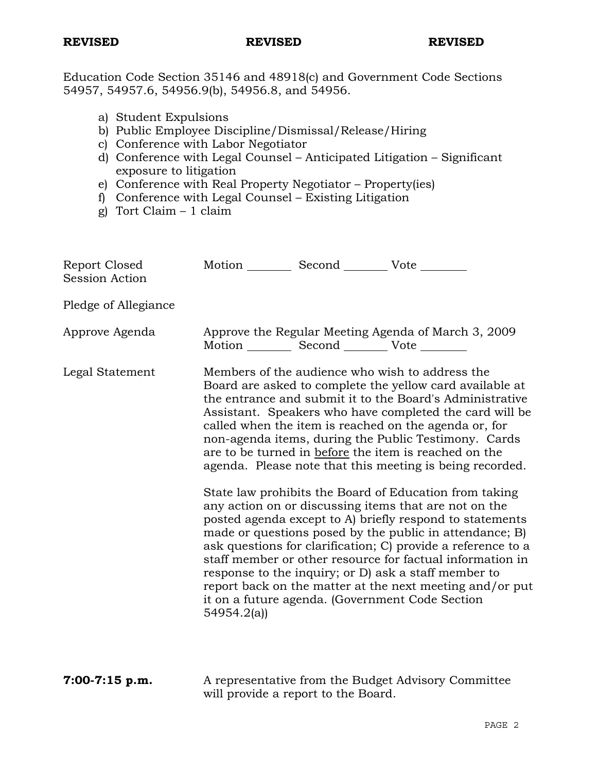**REVISED** **REVISED** **REVISED**

Education Code Section 35146 and 48918(c) and Government Code Sections 54957, 54957.6, 54956.9(b), 54956.8, and 54956.

a) Student Expulsions
b) Public Employee Discipline/Dismissal/Release/Hiring
c) Conference with Labor Negotiator
d) Conference with Legal Counsel – Anticipated Litigation – Significant exposure to litigation
e) Conference with Real Property Negotiator – Property(ies)
f) Conference with Legal Counsel – Existing Litigation
g) Tort Claim – 1 claim

Report Closed Session Action — Motion ________ Second ________ Vote ________

Pledge of Allegiance

Approve Agenda — Approve the Regular Meeting Agenda of March 3, 2009
Motion ________ Second ________ Vote ________

Legal Statement — Members of the audience who wish to address the Board are asked to complete the yellow card available at the entrance and submit it to the Board's Administrative Assistant. Speakers who have completed the card will be called when the item is reached on the agenda or, for non-agenda items, during the Public Testimony. Cards are to be turned in before the item is reached on the agenda. Please note that this meeting is being recorded.

State law prohibits the Board of Education from taking any action on or discussing items that are not on the posted agenda except to A) briefly respond to statements made or questions posed by the public in attendance; B) ask questions for clarification; C) provide a reference to a staff member or other resource for factual information in response to the inquiry; or D) ask a staff member to report back on the matter at the next meeting and/or put it on a future agenda. (Government Code Section 54954.2(a))

**7:00-7:15 p.m.** — A representative from the Budget Advisory Committee will provide a report to the Board.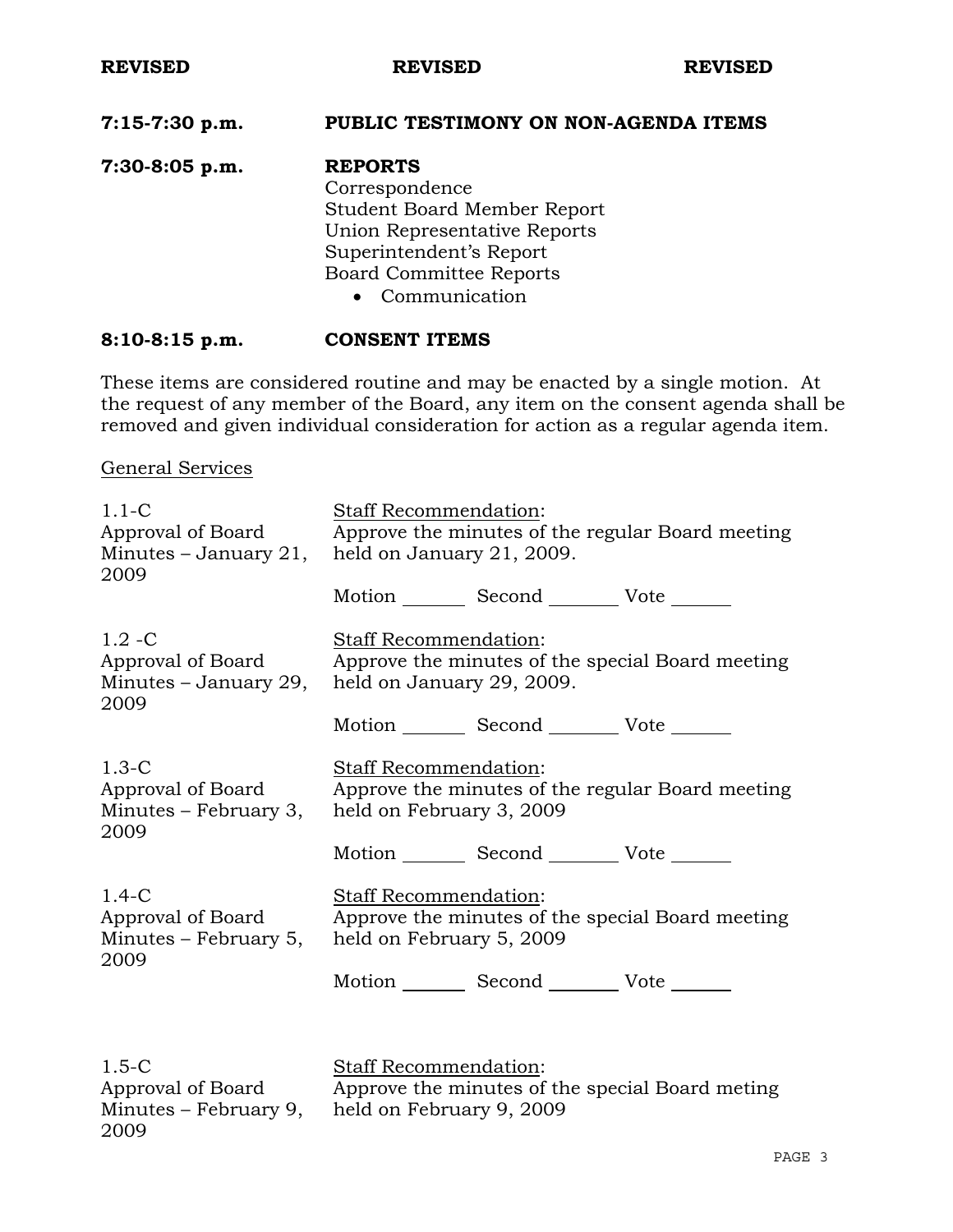**REVISED** **REVISED** **REVISED**

**7:15-7:30 p.m.** **PUBLIC TESTIMONY ON NON-AGENDA ITEMS**

**7:30-8:05 p.m.** **REPORTS**

Correspondence
Student Board Member Report
Union Representative Reports
Superintendent's Report
Board Committee Reports

- Communication

**8:10-8:15 p.m.** **CONSENT ITEMS**

These items are considered routine and may be enacted by a single motion. At the request of any member of the Board, any item on the consent agenda shall be removed and given individual consideration for action as a regular agenda item.

General Services

1.1-C
Approval of Board Minutes – January 21, 2009

Staff Recommendation:
Approve the minutes of the regular Board meeting held on January 21, 2009.

Motion _______ Second _______ Vote _______

1.2 -C
Approval of Board Minutes – January 29, 2009

Staff Recommendation:
Approve the minutes of the special Board meeting held on January 29, 2009.

Motion _______ Second _______ Vote _______

1.3-C
Approval of Board Minutes – February 3, 2009

Staff Recommendation:
Approve the minutes of the regular Board meeting held on February 3, 2009

Motion _______ Second _______ Vote _______

1.4-C
Approval of Board Minutes – February 5, 2009

Staff Recommendation:
Approve the minutes of the special Board meeting held on February 5, 2009

Motion _______ Second _______ Vote _______

1.5-C
Approval of Board Minutes – February 9, 2009

Staff Recommendation:
Approve the minutes of the special Board meting held on February 9, 2009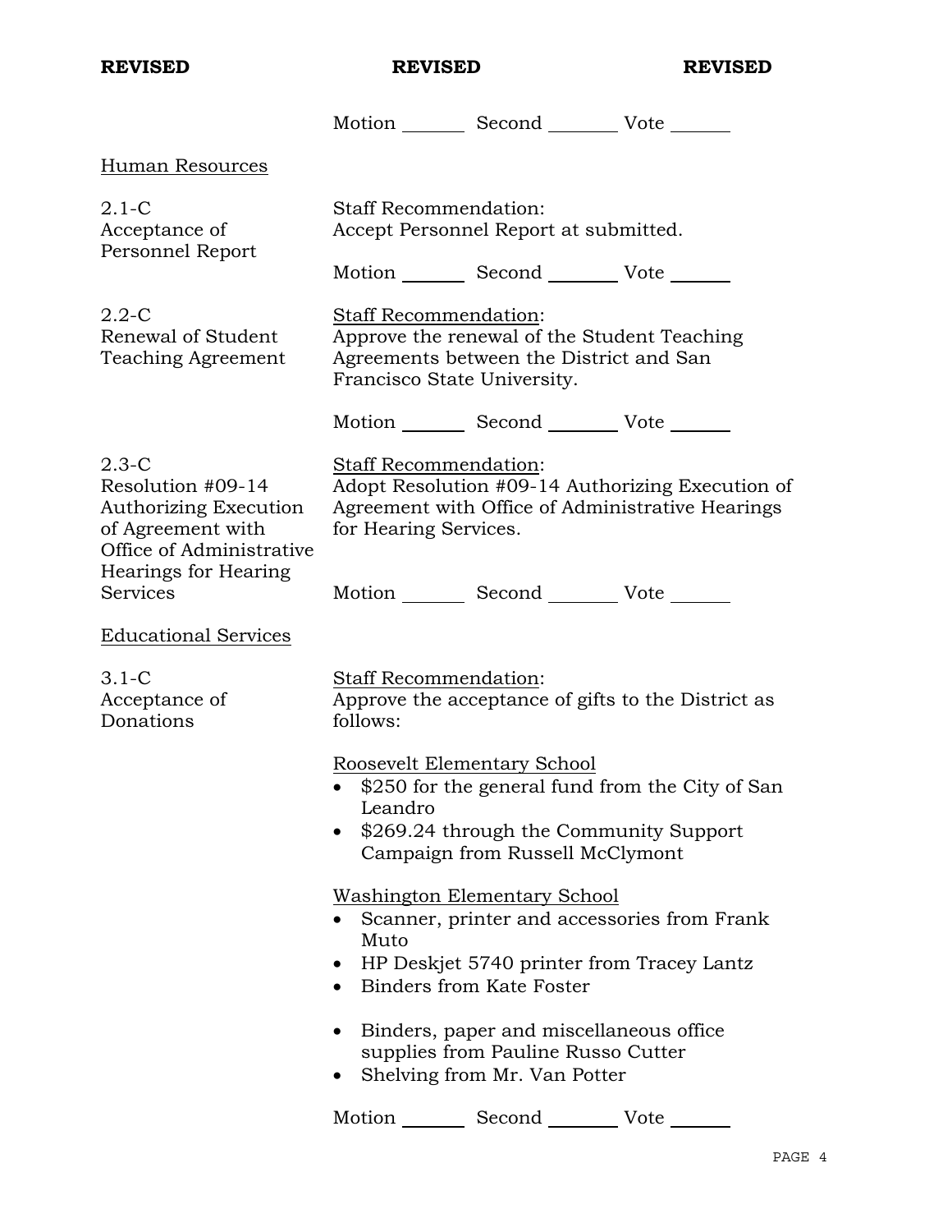**REVISED** **REVISED** **REVISED**

Motion _______ Second _______ Vote _______

Human Resources

2.1-C
Acceptance of Personnel Report

Staff Recommendation:
Accept Personnel Report at submitted.

Motion _______ Second _______ Vote _______

2.2-C
Renewal of Student Teaching Agreement

Staff Recommendation:
Approve the renewal of the Student Teaching Agreements between the District and San Francisco State University.

Motion _______ Second _______ Vote _______

2.3-C
Resolution #09-14 Authorizing Execution of Agreement with Office of Administrative Hearings for Hearing Services

Staff Recommendation:
Adopt Resolution #09-14 Authorizing Execution of Agreement with Office of Administrative Hearings for Hearing Services.

Motion _______ Second _______ Vote _______

Educational Services

3.1-C
Acceptance of Donations

Staff Recommendation:
Approve the acceptance of gifts to the District as follows:

Roosevelt Elementary School

- $250 for the general fund from the City of San Leandro
- $269.24 through the Community Support Campaign from Russell McClymont

Washington Elementary School

- Scanner, printer and accessories from Frank Muto
- HP Deskjet 5740 printer from Tracey Lantz
- Binders from Kate Foster
- Binders, paper and miscellaneous office supplies from Pauline Russo Cutter
- Shelving from Mr. Van Potter

Motion _______ Second _______ Vote _______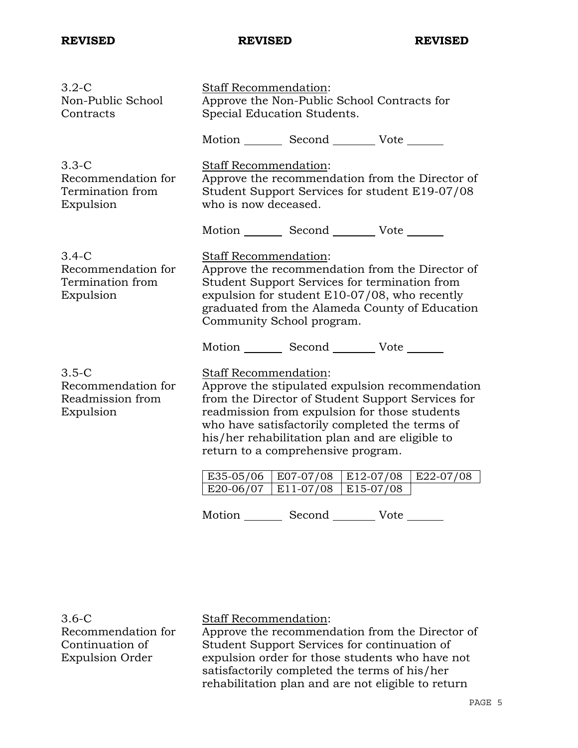**REVISED** **REVISED** **REVISED**

3.2-C
Non-Public School Contracts

Staff Recommendation:
Approve the Non-Public School Contracts for Special Education Students.

Motion _______ Second _______ Vote _______

3.3-C
Recommendation for Termination from Expulsion

Staff Recommendation:
Approve the recommendation from the Director of Student Support Services for student E19-07/08 who is now deceased.

Motion _______ Second _______ Vote _______

3.4-C
Recommendation for Termination from Expulsion

Staff Recommendation:
Approve the recommendation from the Director of Student Support Services for termination from expulsion for student E10-07/08, who recently graduated from the Alameda County of Education Community School program.

Motion _______ Second _______ Vote _______

3.5-C
Recommendation for Readmission from Expulsion

Staff Recommendation:
Approve the stipulated expulsion recommendation from the Director of Student Support Services for readmission from expulsion for those students who have satisfactorily completed the terms of his/her rehabilitation plan and are eligible to return to a comprehensive program.

| E35-05/06 | E07-07/08 | E12-07/08 | E22-07/08 |
|---|---|---|---|
| E20-06/07 | E11-07/08 | E15-07/08 | |

Motion _______ Second _______ Vote _______

3.6-C
Recommendation for Continuation of Expulsion Order

Staff Recommendation:
Approve the recommendation from the Director of Student Support Services for continuation of expulsion order for those students who have not satisfactorily completed the terms of his/her rehabilitation plan and are not eligible to return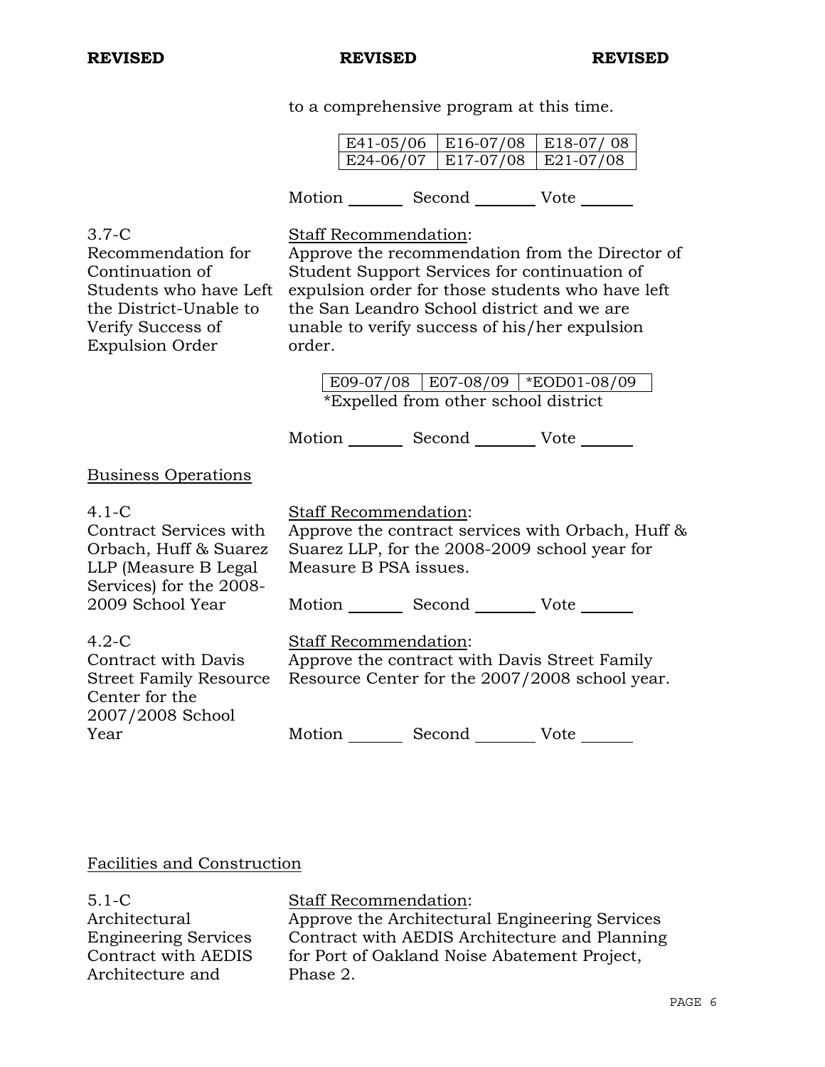**REVISED** **REVISED** **REVISED**

to a comprehensive program at this time.

| E41-05/06 | E16-07/08 | E18-07/ 08 |
|---|---|---|
| E24-06/07 | E17-07/08 | E21-07/08 |

Motion _______ Second ________ Vote ______

3.7-C
Recommendation for Continuation of Students who have Left the District-Unable to Verify Success of Expulsion Order

Staff Recommendation:
Approve the recommendation from the Director of Student Support Services for continuation of expulsion order for those students who have left the San Leandro School district and we are unable to verify success of his/her expulsion order.

| E09-07/08 | E07-08/09 | *EOD01-08/09 |
|---|---|---|

*Expelled from other school district

Motion _______ Second ________ Vote ______

Business Operations

4.1-C
Contract Services with Orbach, Huff & Suarez LLP (Measure B Legal Services) for the 2008-2009 School Year

Staff Recommendation:
Approve the contract services with Orbach, Huff & Suarez LLP, for the 2008-2009 school year for Measure B PSA issues.

Motion _______ Second ________ Vote ______

4.2-C
Contract with Davis Street Family Resource Center for the 2007/2008 School Year

Staff Recommendation:
Approve the contract with Davis Street Family Resource Center for the 2007/2008 school year.

Motion _______ Second ________ Vote ______

Facilities and Construction

5.1-C
Architectural Engineering Services Contract with AEDIS Architecture and

Staff Recommendation:
Approve the Architectural Engineering Services Contract with AEDIS Architecture and Planning for Port of Oakland Noise Abatement Project, Phase 2.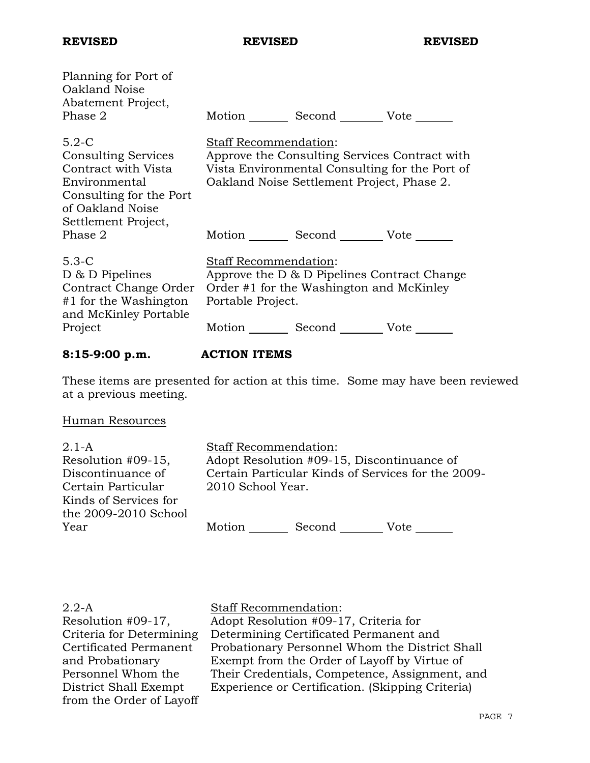**REVISED** **REVISED** **REVISED**

| | |
|---|---|
| Planning for Port of Oakland Noise Abatement Project, Phase 2 | Motion _______ Second _______ Vote _______ |
| 5.2-C<br>Consulting Services Contract with Vista Environmental Consulting for the Port of Oakland Noise Settlement Project, Phase 2 | Staff Recommendation:<br>Approve the Consulting Services Contract with Vista Environmental Consulting for the Port of Oakland Noise Settlement Project, Phase 2.<br><br>Motion _______ Second _______ Vote _______ |
| 5.3-C<br>D & D Pipelines Contract Change Order #1 for the Washington and McKinley Portable Project | Staff Recommendation:<br>Approve the D & D Pipelines Contract Change Order #1 for the Washington and McKinley Portable Project.<br><br>Motion _______ Second _______ Vote _______ |

**8:15-9:00 p.m. ACTION ITEMS**

These items are presented for action at this time. Some may have been reviewed at a previous meeting.

Human Resources

| | |
|---|---|
| 2.1-A<br>Resolution #09-15, Discontinuance of Certain Particular Kinds of Services for the 2009-2010 School Year | Staff Recommendation:<br>Adopt Resolution #09-15, Discontinuance of Certain Particular Kinds of Services for the 2009-2010 School Year.<br><br>Motion _______ Second _______ Vote _______ |
| 2.2-A<br>Resolution #09-17, Criteria for Determining Certificated Permanent and Probationary Personnel Whom the District Shall Exempt from the Order of Layoff | Staff Recommendation:<br>Adopt Resolution #09-17, Criteria for Determining Certificated Permanent and Probationary Personnel Whom the District Shall Exempt from the Order of Layoff by Virtue of Their Credentials, Competence, Assignment, and Experience or Certification. (Skipping Criteria) |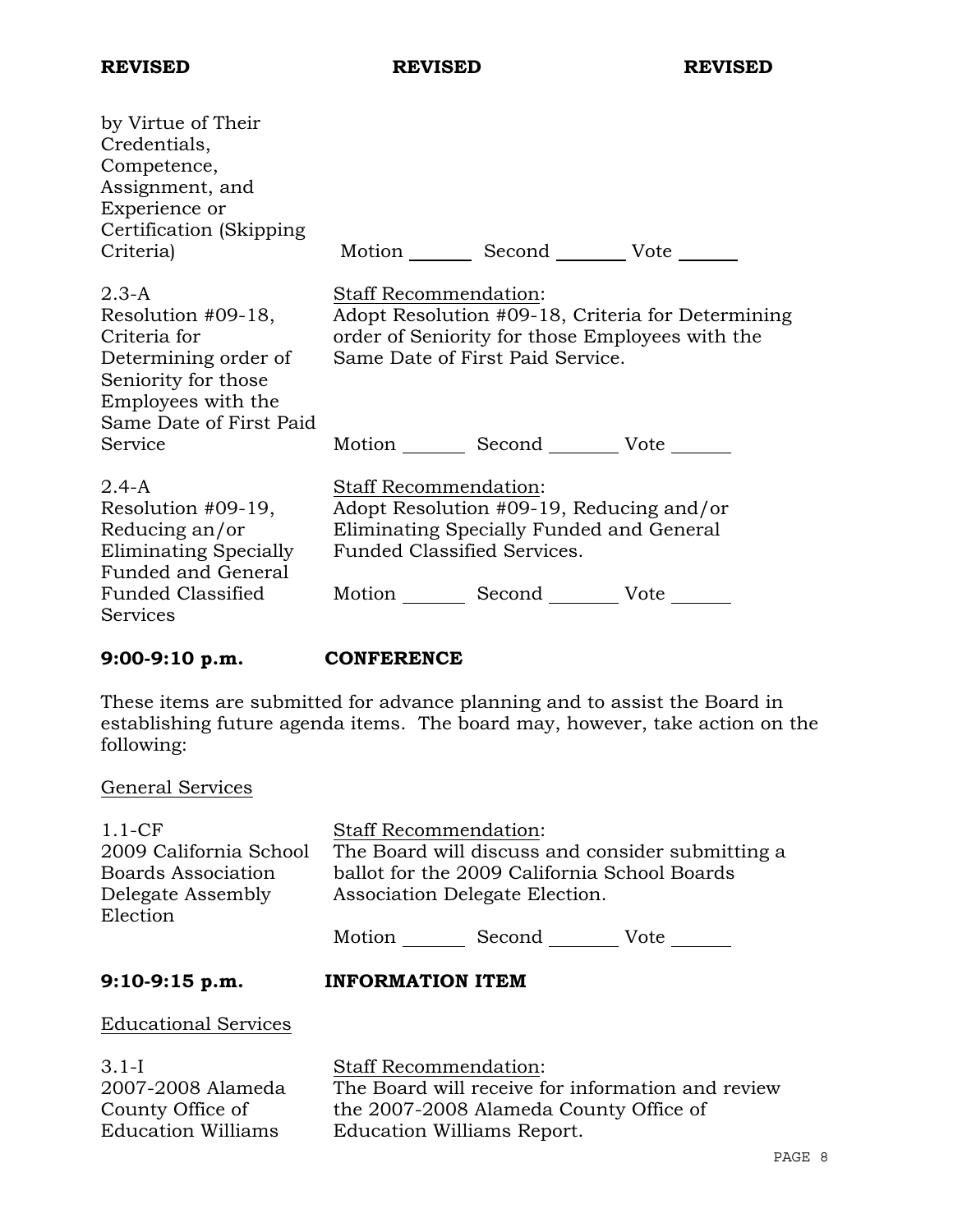by Virtue of Their Credentials, Competence, Assignment, and Experience or Certification (Skipping Criteria)

Motion _______ Second _______ Vote ______

2.3-A
Resolution #09-18, Criteria for Determining order of Seniority for those Employees with the Same Date of First Paid Service

Staff Recommendation:
Adopt Resolution #09-18, Criteria for Determining order of Seniority for those Employees with the Same Date of First Paid Service.

Motion _______ Second _______ Vote ______

2.4-A
Resolution #09-19, Reducing an/or Eliminating Specially Funded and General Funded Classified Services

Staff Recommendation:
Adopt Resolution #09-19, Reducing and/or Eliminating Specially Funded and General Funded Classified Services.

Motion _______ Second _______ Vote ______

**9:00-9:10 p.m. CONFERENCE**

These items are submitted for advance planning and to assist the Board in establishing future agenda items. The board may, however, take action on the following:

General Services

1.1-CF
2009 California School Boards Association Delegate Assembly Election

Staff Recommendation:
The Board will discuss and consider submitting a ballot for the 2009 California School Boards Association Delegate Election.

Motion _______ Second _______ Vote ______

**9:10-9:15 p.m. INFORMATION ITEM**

Educational Services

3.1-I
2007-2008 Alameda County Office of Education Williams

Staff Recommendation:
The Board will receive for information and review the 2007-2008 Alameda County Office of Education Williams Report.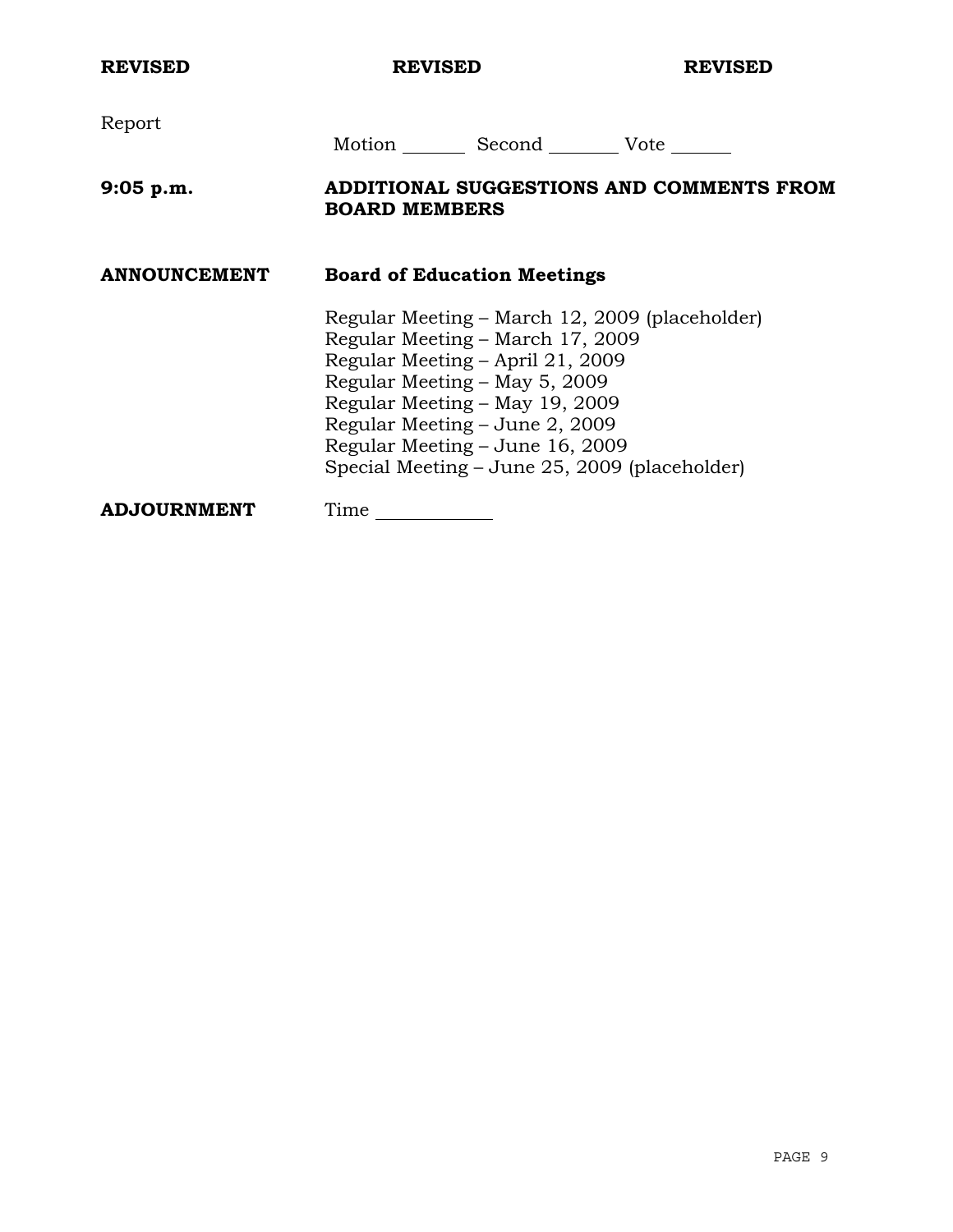**REVISED** **REVISED** **REVISED**

Report

Motion _______ Second ________ Vote ______

**9:05 p.m.** **ADDITIONAL SUGGESTIONS AND COMMENTS FROM BOARD MEMBERS**

**ANNOUNCEMENT** **Board of Education Meetings**

Regular Meeting – March 12, 2009 (placeholder)
Regular Meeting – March 17, 2009
Regular Meeting – April 21, 2009
Regular Meeting – May 5, 2009
Regular Meeting – May 19, 2009
Regular Meeting – June 2, 2009
Regular Meeting – June 16, 2009
Special Meeting – June 25, 2009 (placeholder)

**ADJOURNMENT** Time ____________